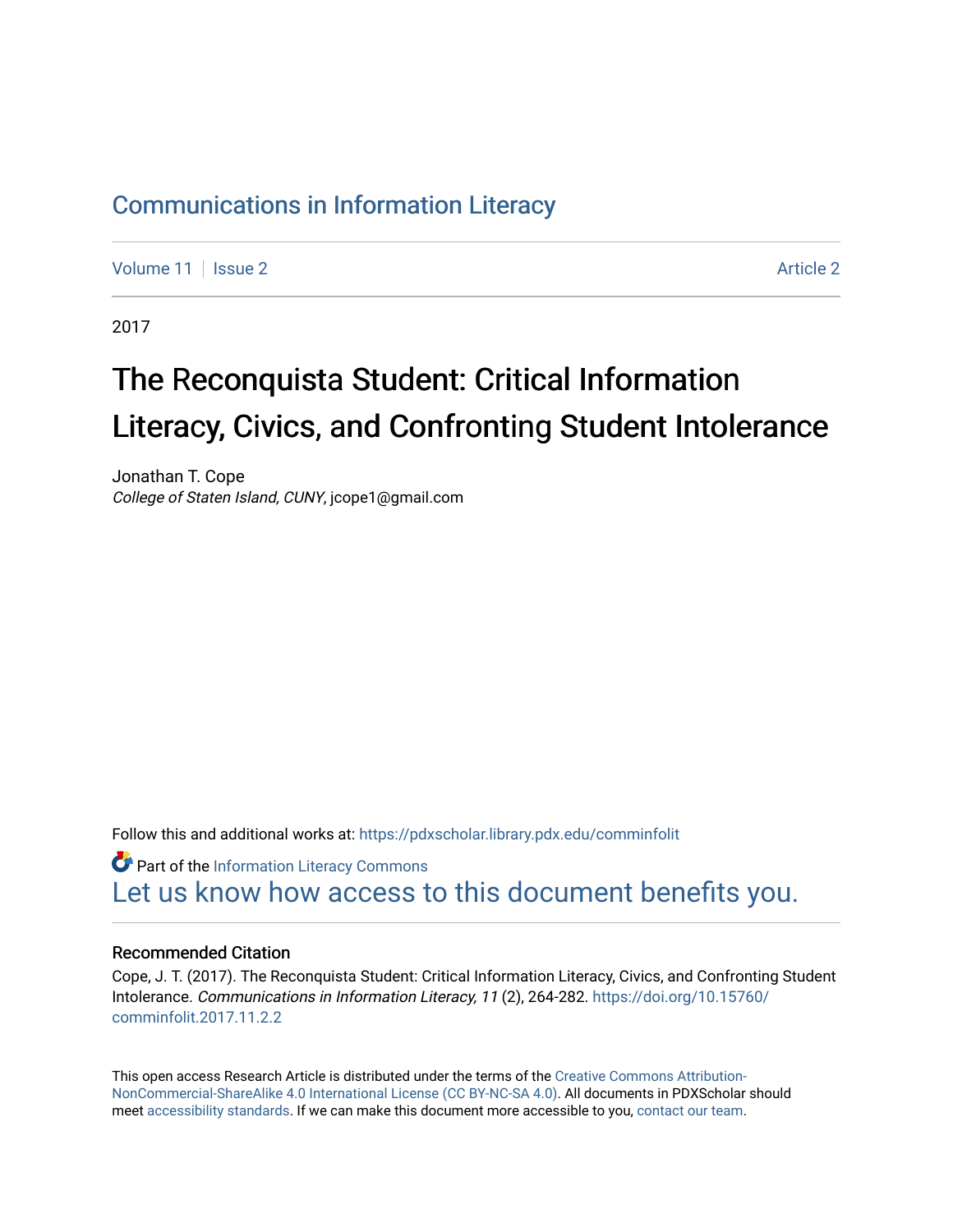Communications in Information Literacy

Volume 11 | Issue 2 Article 2

2017

# The Reconquista Student: Critical Information Literacy, Civics, and Confronting Student Intolerance

Jonathan T. Cope
*College of Staten Island, CUNY*, jcope1@gmail.com

Follow this and additional works at: https://pdxscholar.library.pdx.edu/comminfolit

Part of the Information Literacy Commons
Let us know how access to this document benefits you.

### Recommended Citation

Cope, J. T. (2017). The Reconquista Student: Critical Information Literacy, Civics, and Confronting Student Intolerance. *Communications in Information Literacy, 11* (2), 264-282. https://doi.org/10.15760/comminfolit.2017.11.2.2

This open access Research Article is distributed under the terms of the Creative Commons Attribution-NonCommercial-ShareAlike 4.0 International License (CC BY-NC-SA 4.0). All documents in PDXScholar should meet accessibility standards. If we can make this document more accessible to you, contact our team.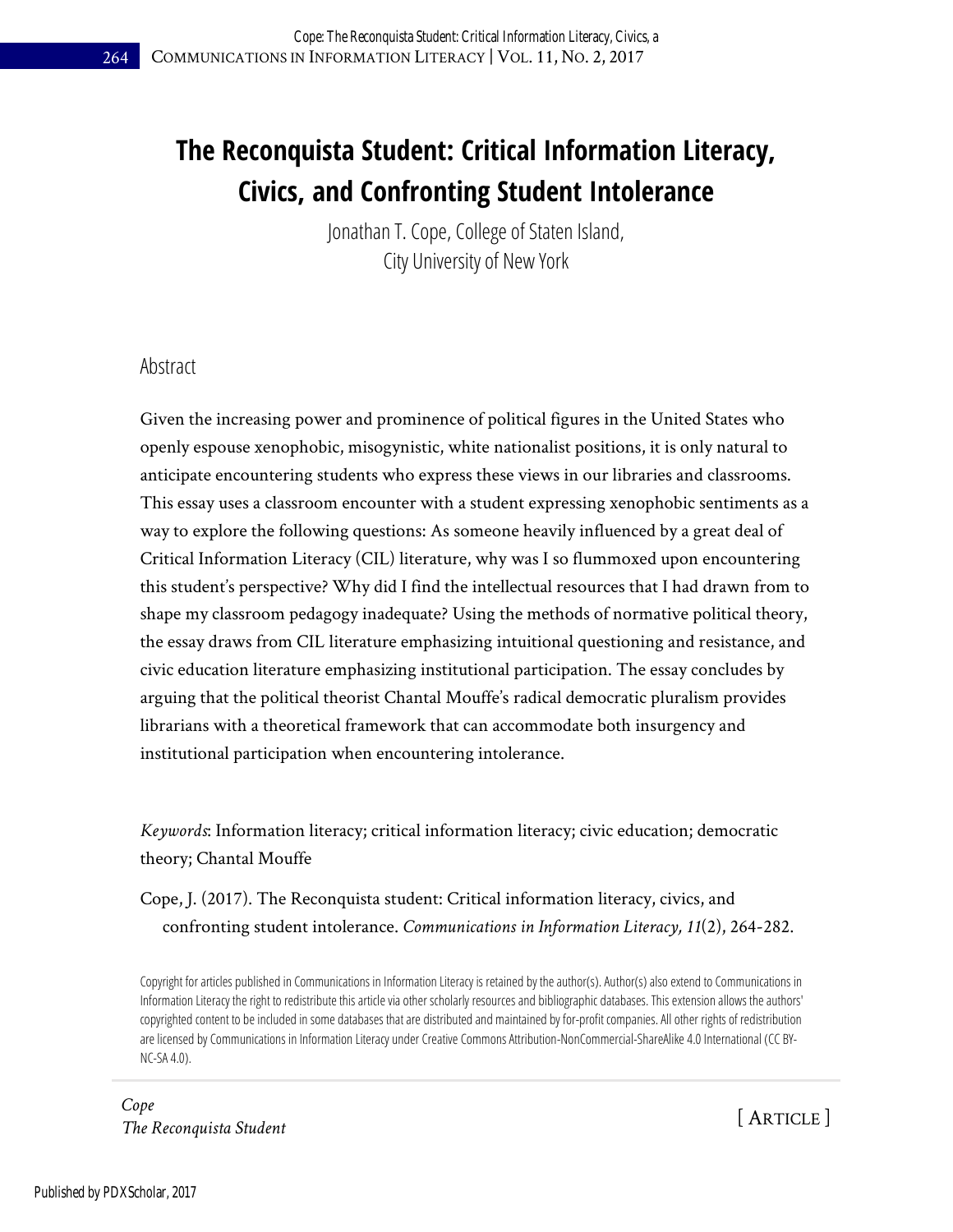# The Reconquista Student: Critical Information Literacy, Civics, and Confronting Student Intolerance

Jonathan T. Cope, College of Staten Island, City University of New York

## Abstract

Given the increasing power and prominence of political figures in the United States who openly espouse xenophobic, misogynistic, white nationalist positions, it is only natural to anticipate encountering students who express these views in our libraries and classrooms. This essay uses a classroom encounter with a student expressing xenophobic sentiments as a way to explore the following questions: As someone heavily influenced by a great deal of Critical Information Literacy (CIL) literature, why was I so flummoxed upon encountering this student's perspective? Why did I find the intellectual resources that I had drawn from to shape my classroom pedagogy inadequate? Using the methods of normative political theory, the essay draws from CIL literature emphasizing intuitional questioning and resistance, and civic education literature emphasizing institutional participation. The essay concludes by arguing that the political theorist Chantal Mouffe's radical democratic pluralism provides librarians with a theoretical framework that can accommodate both insurgency and institutional participation when encountering intolerance.

*Keywords*: Information literacy; critical information literacy; civic education; democratic theory; Chantal Mouffe

Cope, J. (2017). The Reconquista student: Critical information literacy, civics, and confronting student intolerance. *Communications in Information Literacy, 11*(2), 264-282.

Copyright for articles published in Communications in Information Literacy is retained by the author(s). Author(s) also extend to Communications in Information Literacy the right to redistribute this article via other scholarly resources and bibliographic databases. This extension allows the authors' copyrighted content to be included in some databases that are distributed and maintained by for-profit companies. All other rights of redistribution are licensed by Communications in Information Literacy under Creative Commons Attribution-NonCommercial-ShareAlike 4.0 International (CC BY-NC-SA 4.0).

[ ARTICLE ]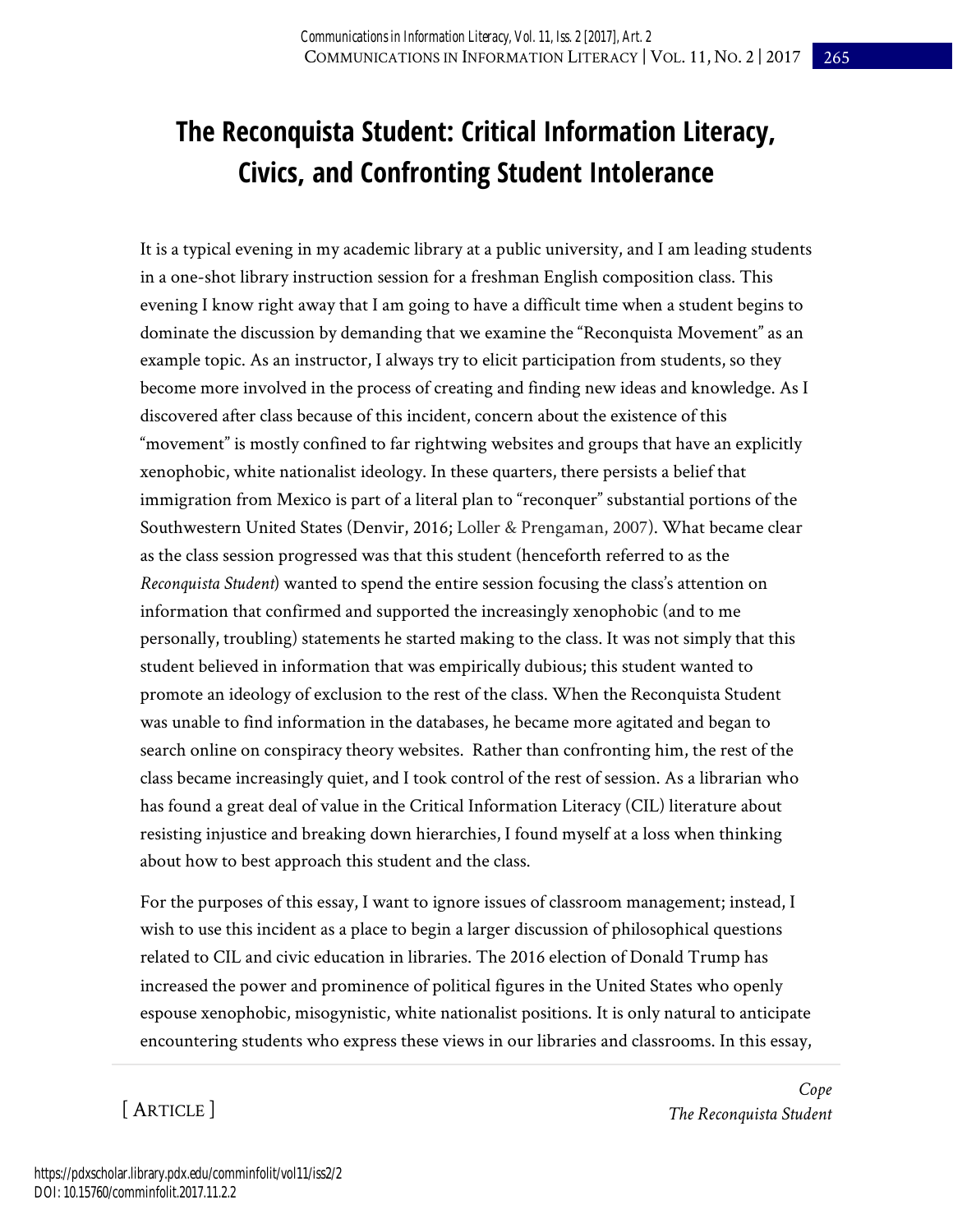# The Reconquista Student: Critical Information Literacy, Civics, and Confronting Student Intolerance

It is a typical evening in my academic library at a public university, and I am leading students in a one-shot library instruction session for a freshman English composition class. This evening I know right away that I am going to have a difficult time when a student begins to dominate the discussion by demanding that we examine the "Reconquista Movement" as an example topic. As an instructor, I always try to elicit participation from students, so they become more involved in the process of creating and finding new ideas and knowledge. As I discovered after class because of this incident, concern about the existence of this "movement" is mostly confined to far rightwing websites and groups that have an explicitly xenophobic, white nationalist ideology. In these quarters, there persists a belief that immigration from Mexico is part of a literal plan to "reconquer" substantial portions of the Southwestern United States (Denvir, 2016; Loller & Prengaman, 2007). What became clear as the class session progressed was that this student (henceforth referred to as the *Reconquista Student*) wanted to spend the entire session focusing the class's attention on information that confirmed and supported the increasingly xenophobic (and to me personally, troubling) statements he started making to the class. It was not simply that this student believed in information that was empirically dubious; this student wanted to promote an ideology of exclusion to the rest of the class. When the Reconquista Student was unable to find information in the databases, he became more agitated and began to search online on conspiracy theory websites. Rather than confronting him, the rest of the class became increasingly quiet, and I took control of the rest of session. As a librarian who has found a great deal of value in the Critical Information Literacy (CIL) literature about resisting injustice and breaking down hierarchies, I found myself at a loss when thinking about how to best approach this student and the class.

For the purposes of this essay, I want to ignore issues of classroom management; instead, I wish to use this incident as a place to begin a larger discussion of philosophical questions related to CIL and civic education in libraries. The 2016 election of Donald Trump has increased the power and prominence of political figures in the United States who openly espouse xenophobic, misogynistic, white nationalist positions. It is only natural to anticipate encountering students who express these views in our libraries and classrooms. In this essay,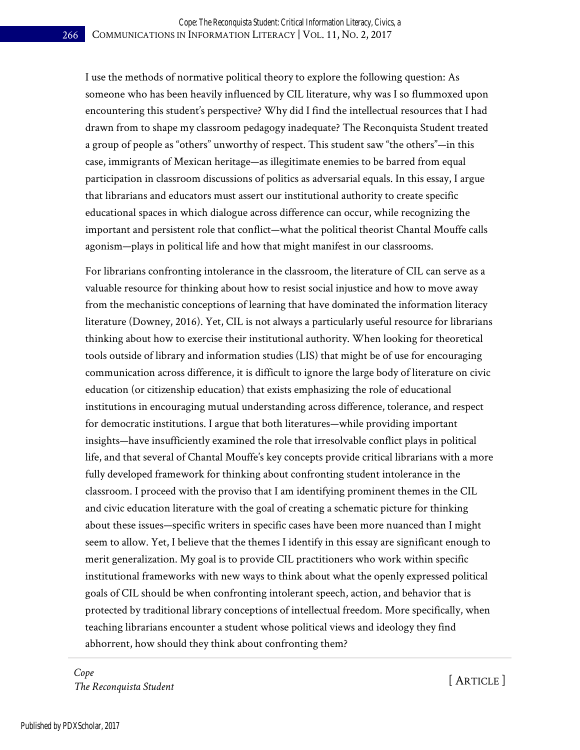I use the methods of normative political theory to explore the following question: As someone who has been heavily influenced by CIL literature, why was I so flummoxed upon encountering this student's perspective? Why did I find the intellectual resources that I had drawn from to shape my classroom pedagogy inadequate? The Reconquista Student treated a group of people as "others" unworthy of respect. This student saw "the others"—in this case, immigrants of Mexican heritage—as illegitimate enemies to be barred from equal participation in classroom discussions of politics as adversarial equals. In this essay, I argue that librarians and educators must assert our institutional authority to create specific educational spaces in which dialogue across difference can occur, while recognizing the important and persistent role that conflict—what the political theorist Chantal Mouffe calls agonism—plays in political life and how that might manifest in our classrooms.

For librarians confronting intolerance in the classroom, the literature of CIL can serve as a valuable resource for thinking about how to resist social injustice and how to move away from the mechanistic conceptions of learning that have dominated the information literacy literature (Downey, 2016). Yet, CIL is not always a particularly useful resource for librarians thinking about how to exercise their institutional authority. When looking for theoretical tools outside of library and information studies (LIS) that might be of use for encouraging communication across difference, it is difficult to ignore the large body of literature on civic education (or citizenship education) that exists emphasizing the role of educational institutions in encouraging mutual understanding across difference, tolerance, and respect for democratic institutions. I argue that both literatures—while providing important insights—have insufficiently examined the role that irresolvable conflict plays in political life, and that several of Chantal Mouffe's key concepts provide critical librarians with a more fully developed framework for thinking about confronting student intolerance in the classroom. I proceed with the proviso that I am identifying prominent themes in the CIL and civic education literature with the goal of creating a schematic picture for thinking about these issues—specific writers in specific cases have been more nuanced than I might seem to allow. Yet, I believe that the themes I identify in this essay are significant enough to merit generalization. My goal is to provide CIL practitioners who work within specific institutional frameworks with new ways to think about what the openly expressed political goals of CIL should be when confronting intolerant speech, action, and behavior that is protected by traditional library conceptions of intellectual freedom. More specifically, when teaching librarians encounter a student whose political views and ideology they find abhorrent, how should they think about confronting them?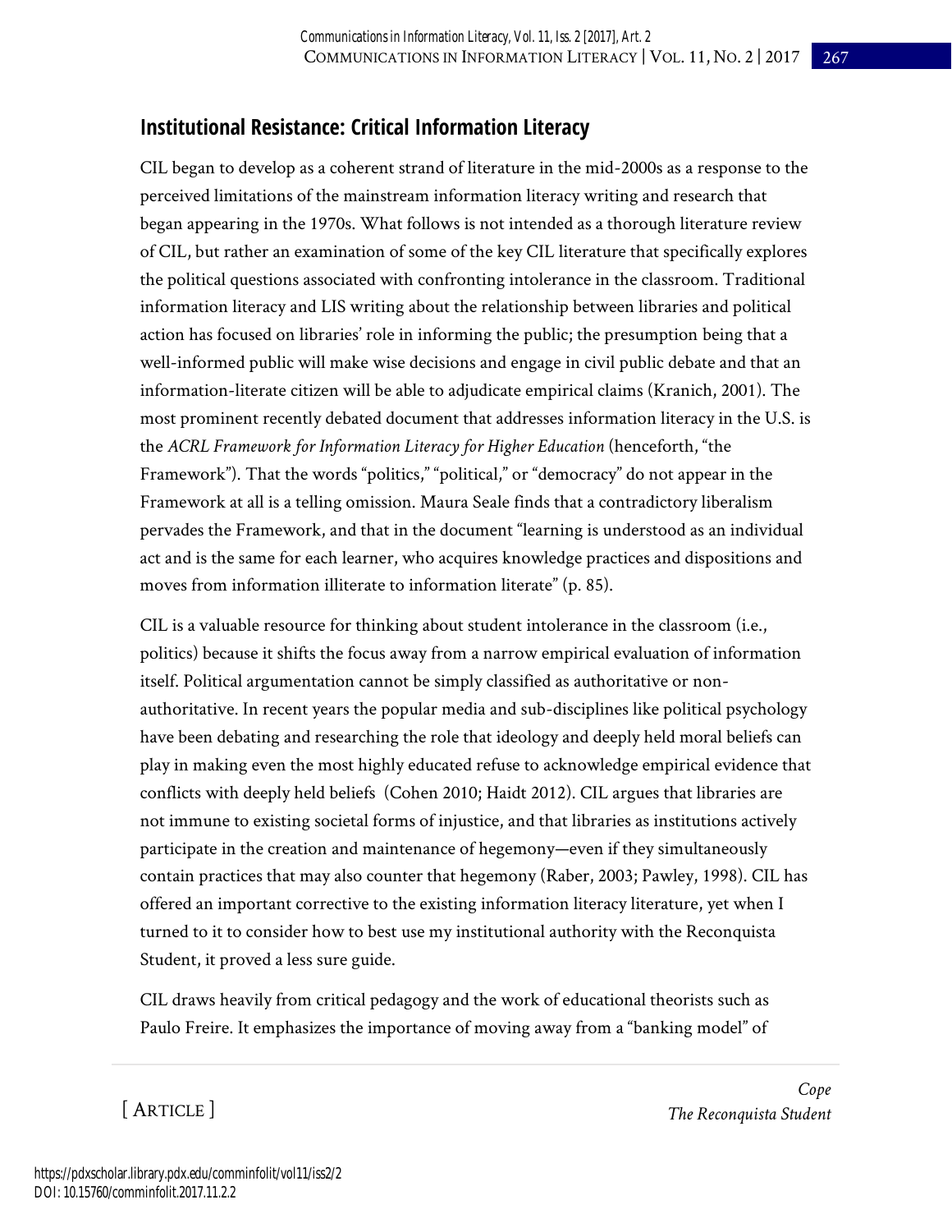## Institutional Resistance: Critical Information Literacy

CIL began to develop as a coherent strand of literature in the mid-2000s as a response to the perceived limitations of the mainstream information literacy writing and research that began appearing in the 1970s. What follows is not intended as a thorough literature review of CIL, but rather an examination of some of the key CIL literature that specifically explores the political questions associated with confronting intolerance in the classroom. Traditional information literacy and LIS writing about the relationship between libraries and political action has focused on libraries' role in informing the public; the presumption being that a well-informed public will make wise decisions and engage in civil public debate and that an information-literate citizen will be able to adjudicate empirical claims (Kranich, 2001). The most prominent recently debated document that addresses information literacy in the U.S. is the *ACRL Framework for Information Literacy for Higher Education* (henceforth, "the Framework"). That the words "politics," "political," or "democracy" do not appear in the Framework at all is a telling omission. Maura Seale finds that a contradictory liberalism pervades the Framework, and that in the document "learning is understood as an individual act and is the same for each learner, who acquires knowledge practices and dispositions and moves from information illiterate to information literate" (p. 85).

CIL is a valuable resource for thinking about student intolerance in the classroom (i.e., politics) because it shifts the focus away from a narrow empirical evaluation of information itself. Political argumentation cannot be simply classified as authoritative or non-authoritative. In recent years the popular media and sub-disciplines like political psychology have been debating and researching the role that ideology and deeply held moral beliefs can play in making even the most highly educated refuse to acknowledge empirical evidence that conflicts with deeply held beliefs (Cohen 2010; Haidt 2012). CIL argues that libraries are not immune to existing societal forms of injustice, and that libraries as institutions actively participate in the creation and maintenance of hegemony—even if they simultaneously contain practices that may also counter that hegemony (Raber, 2003; Pawley, 1998). CIL has offered an important corrective to the existing information literacy literature, yet when I turned to it to consider how to best use my institutional authority with the Reconquista Student, it proved a less sure guide.

CIL draws heavily from critical pedagogy and the work of educational theorists such as Paulo Freire. It emphasizes the importance of moving away from a "banking model" of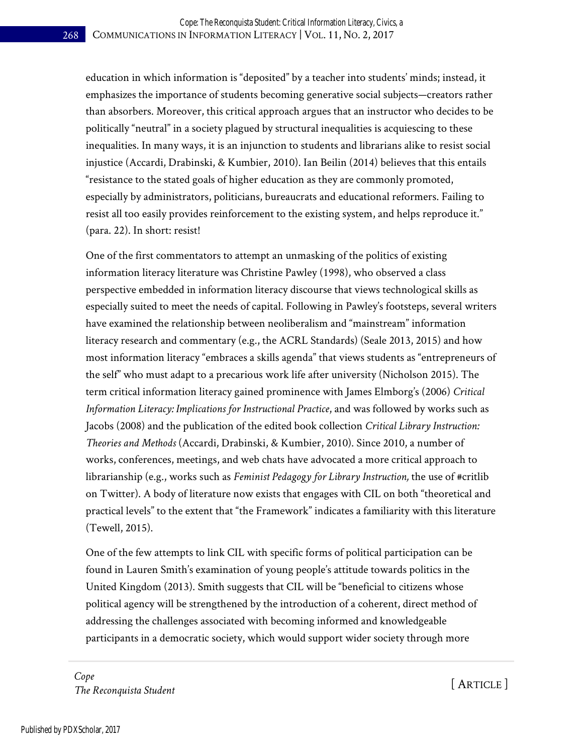education in which information is "deposited" by a teacher into students' minds; instead, it emphasizes the importance of students becoming generative social subjects—creators rather than absorbers. Moreover, this critical approach argues that an instructor who decides to be politically "neutral" in a society plagued by structural inequalities is acquiescing to these inequalities. In many ways, it is an injunction to students and librarians alike to resist social injustice (Accardi, Drabinski, & Kumbier, 2010). Ian Beilin (2014) believes that this entails "resistance to the stated goals of higher education as they are commonly promoted, especially by administrators, politicians, bureaucrats and educational reformers. Failing to resist all too easily provides reinforcement to the existing system, and helps reproduce it." (para. 22). In short: resist!

One of the first commentators to attempt an unmasking of the politics of existing information literacy literature was Christine Pawley (1998), who observed a class perspective embedded in information literacy discourse that views technological skills as especially suited to meet the needs of capital. Following in Pawley's footsteps, several writers have examined the relationship between neoliberalism and "mainstream" information literacy research and commentary (e.g., the ACRL Standards) (Seale 2013, 2015) and how most information literacy "embraces a skills agenda" that views students as "entrepreneurs of the self" who must adapt to a precarious work life after university (Nicholson 2015). The term critical information literacy gained prominence with James Elmborg's (2006) *Critical Information Literacy: Implications for Instructional Practice*, and was followed by works such as Jacobs (2008) and the publication of the edited book collection *Critical Library Instruction: Theories and Methods* (Accardi, Drabinski, & Kumbier, 2010). Since 2010, a number of works, conferences, meetings, and web chats have advocated a more critical approach to librarianship (e.g., works such as *Feminist Pedagogy for Library Instruction,* the use of #critlib on Twitter). A body of literature now exists that engages with CIL on both "theoretical and practical levels" to the extent that "the Framework" indicates a familiarity with this literature (Tewell, 2015).

One of the few attempts to link CIL with specific forms of political participation can be found in Lauren Smith's examination of young people's attitude towards politics in the United Kingdom (2013). Smith suggests that CIL will be "beneficial to citizens whose political agency will be strengthened by the introduction of a coherent, direct method of addressing the challenges associated with becoming informed and knowledgeable participants in a democratic society, which would support wider society through more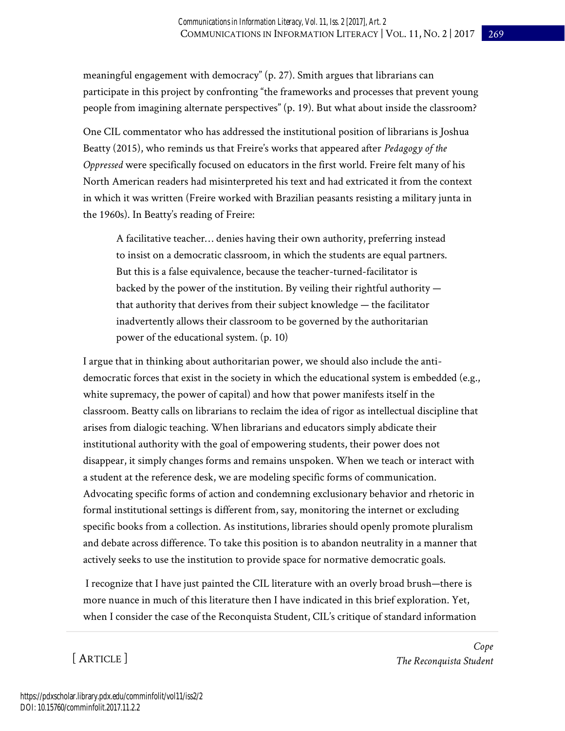meaningful engagement with democracy" (p. 27). Smith argues that librarians can participate in this project by confronting "the frameworks and processes that prevent young people from imagining alternate perspectives" (p. 19). But what about inside the classroom?

One CIL commentator who has addressed the institutional position of librarians is Joshua Beatty (2015), who reminds us that Freire's works that appeared after *Pedagogy of the Oppressed* were specifically focused on educators in the first world. Freire felt many of his North American readers had misinterpreted his text and had extricated it from the context in which it was written (Freire worked with Brazilian peasants resisting a military junta in the 1960s). In Beatty's reading of Freire:

> A facilitative teacher… denies having their own authority, preferring instead to insist on a democratic classroom, in which the students are equal partners. But this is a false equivalence, because the teacher-turned-facilitator is backed by the power of the institution. By veiling their rightful authority — that authority that derives from their subject knowledge — the facilitator inadvertently allows their classroom to be governed by the authoritarian power of the educational system. (p. 10)

I argue that in thinking about authoritarian power, we should also include the anti-democratic forces that exist in the society in which the educational system is embedded (e.g., white supremacy, the power of capital) and how that power manifests itself in the classroom. Beatty calls on librarians to reclaim the idea of rigor as intellectual discipline that arises from dialogic teaching. When librarians and educators simply abdicate their institutional authority with the goal of empowering students, their power does not disappear, it simply changes forms and remains unspoken. When we teach or interact with a student at the reference desk, we are modeling specific forms of communication. Advocating specific forms of action and condemning exclusionary behavior and rhetoric in formal institutional settings is different from, say, monitoring the internet or excluding specific books from a collection. As institutions, libraries should openly promote pluralism and debate across difference. To take this position is to abandon neutrality in a manner that actively seeks to use the institution to provide space for normative democratic goals.

I recognize that I have just painted the CIL literature with an overly broad brush—there is more nuance in much of this literature then I have indicated in this brief exploration. Yet, when I consider the case of the Reconquista Student, CIL's critique of standard information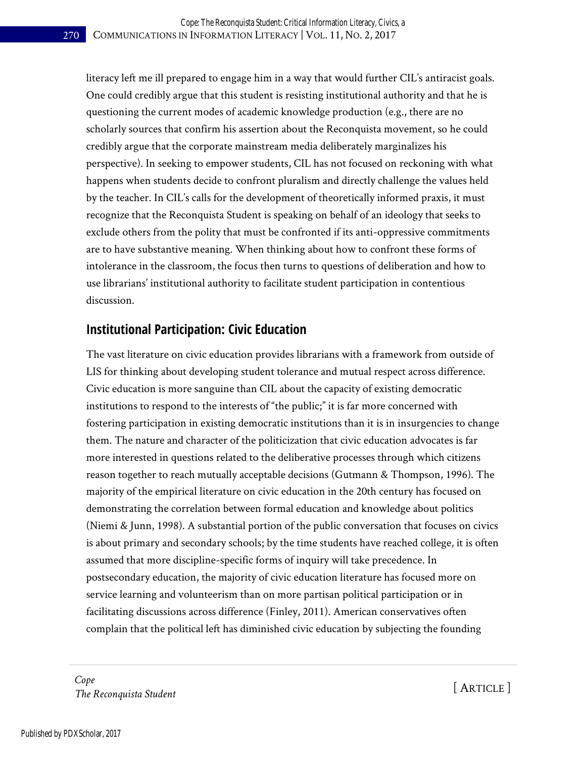literacy left me ill prepared to engage him in a way that would further CIL's antiracist goals. One could credibly argue that this student is resisting institutional authority and that he is questioning the current modes of academic knowledge production (e.g., there are no scholarly sources that confirm his assertion about the Reconquista movement, so he could credibly argue that the corporate mainstream media deliberately marginalizes his perspective). In seeking to empower students, CIL has not focused on reckoning with what happens when students decide to confront pluralism and directly challenge the values held by the teacher. In CIL's calls for the development of theoretically informed praxis, it must recognize that the Reconquista Student is speaking on behalf of an ideology that seeks to exclude others from the polity that must be confronted if its anti-oppressive commitments are to have substantive meaning. When thinking about how to confront these forms of intolerance in the classroom, the focus then turns to questions of deliberation and how to use librarians' institutional authority to facilitate student participation in contentious discussion.

## Institutional Participation: Civic Education

The vast literature on civic education provides librarians with a framework from outside of LIS for thinking about developing student tolerance and mutual respect across difference. Civic education is more sanguine than CIL about the capacity of existing democratic institutions to respond to the interests of "the public;" it is far more concerned with fostering participation in existing democratic institutions than it is in insurgencies to change them. The nature and character of the politicization that civic education advocates is far more interested in questions related to the deliberative processes through which citizens reason together to reach mutually acceptable decisions (Gutmann & Thompson, 1996). The majority of the empirical literature on civic education in the 20th century has focused on demonstrating the correlation between formal education and knowledge about politics (Niemi & Junn, 1998). A substantial portion of the public conversation that focuses on civics is about primary and secondary schools; by the time students have reached college, it is often assumed that more discipline-specific forms of inquiry will take precedence. In postsecondary education, the majority of civic education literature has focused more on service learning and volunteerism than on more partisan political participation or in facilitating discussions across difference (Finley, 2011). American conservatives often complain that the political left has diminished civic education by subjecting the founding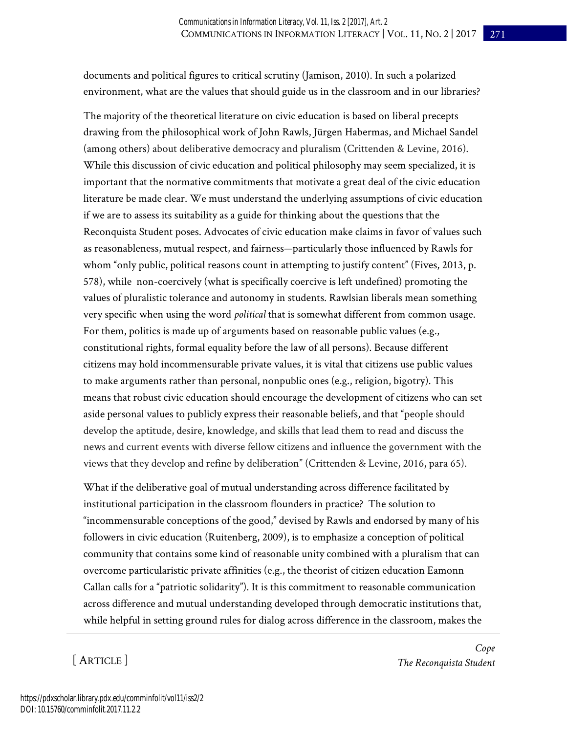documents and political figures to critical scrutiny (Jamison, 2010). In such a polarized environment, what are the values that should guide us in the classroom and in our libraries?

The majority of the theoretical literature on civic education is based on liberal precepts drawing from the philosophical work of John Rawls, Jürgen Habermas, and Michael Sandel (among others) about deliberative democracy and pluralism (Crittenden & Levine, 2016). While this discussion of civic education and political philosophy may seem specialized, it is important that the normative commitments that motivate a great deal of the civic education literature be made clear. We must understand the underlying assumptions of civic education if we are to assess its suitability as a guide for thinking about the questions that the Reconquista Student poses. Advocates of civic education make claims in favor of values such as reasonableness, mutual respect, and fairness—particularly those influenced by Rawls for whom "only public, political reasons count in attempting to justify content" (Fives, 2013, p. 578), while non-coercively (what is specifically coercive is left undefined) promoting the values of pluralistic tolerance and autonomy in students. Rawlsian liberals mean something very specific when using the word *political* that is somewhat different from common usage. For them, politics is made up of arguments based on reasonable public values (e.g., constitutional rights, formal equality before the law of all persons). Because different citizens may hold incommensurable private values, it is vital that citizens use public values to make arguments rather than personal, nonpublic ones (e.g., religion, bigotry). This means that robust civic education should encourage the development of citizens who can set aside personal values to publicly express their reasonable beliefs, and that "people should develop the aptitude, desire, knowledge, and skills that lead them to read and discuss the news and current events with diverse fellow citizens and influence the government with the views that they develop and refine by deliberation" (Crittenden & Levine, 2016, para 65).

What if the deliberative goal of mutual understanding across difference facilitated by institutional participation in the classroom flounders in practice? The solution to "incommensurable conceptions of the good," devised by Rawls and endorsed by many of his followers in civic education (Ruitenberg, 2009), is to emphasize a conception of political community that contains some kind of reasonable unity combined with a pluralism that can overcome particularistic private affinities (e.g., the theorist of citizen education Eamonn Callan calls for a "patriotic solidarity"). It is this commitment to reasonable communication across difference and mutual understanding developed through democratic institutions that, while helpful in setting ground rules for dialog across difference in the classroom, makes the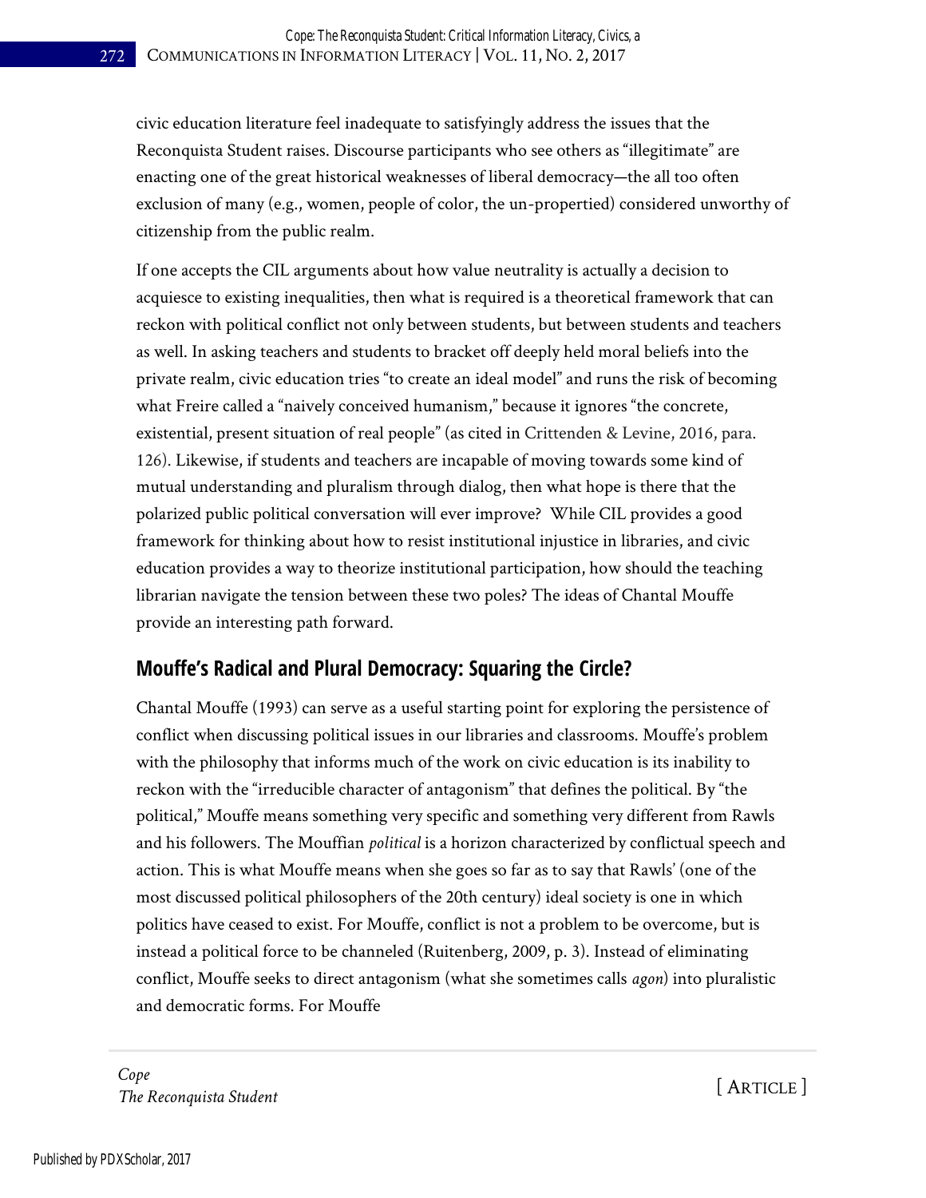civic education literature feel inadequate to satisfyingly address the issues that the Reconquista Student raises. Discourse participants who see others as "illegitimate" are enacting one of the great historical weaknesses of liberal democracy—the all too often exclusion of many (e.g., women, people of color, the un-propertied) considered unworthy of citizenship from the public realm.

If one accepts the CIL arguments about how value neutrality is actually a decision to acquiesce to existing inequalities, then what is required is a theoretical framework that can reckon with political conflict not only between students, but between students and teachers as well. In asking teachers and students to bracket off deeply held moral beliefs into the private realm, civic education tries "to create an ideal model" and runs the risk of becoming what Freire called a "naively conceived humanism," because it ignores "the concrete, existential, present situation of real people" (as cited in Crittenden & Levine, 2016, para. 126). Likewise, if students and teachers are incapable of moving towards some kind of mutual understanding and pluralism through dialog, then what hope is there that the polarized public political conversation will ever improve? While CIL provides a good framework for thinking about how to resist institutional injustice in libraries, and civic education provides a way to theorize institutional participation, how should the teaching librarian navigate the tension between these two poles? The ideas of Chantal Mouffe provide an interesting path forward.

## Mouffe's Radical and Plural Democracy: Squaring the Circle?

Chantal Mouffe (1993) can serve as a useful starting point for exploring the persistence of conflict when discussing political issues in our libraries and classrooms. Mouffe's problem with the philosophy that informs much of the work on civic education is its inability to reckon with the "irreducible character of antagonism" that defines the political. By "the political," Mouffe means something very specific and something very different from Rawls and his followers. The Mouffian *political* is a horizon characterized by conflictual speech and action. This is what Mouffe means when she goes so far as to say that Rawls' (one of the most discussed political philosophers of the 20th century) ideal society is one in which politics have ceased to exist. For Mouffe, conflict is not a problem to be overcome, but is instead a political force to be channeled (Ruitenberg, 2009, p. 3). Instead of eliminating conflict, Mouffe seeks to direct antagonism (what she sometimes calls *agon*) into pluralistic and democratic forms. For Mouffe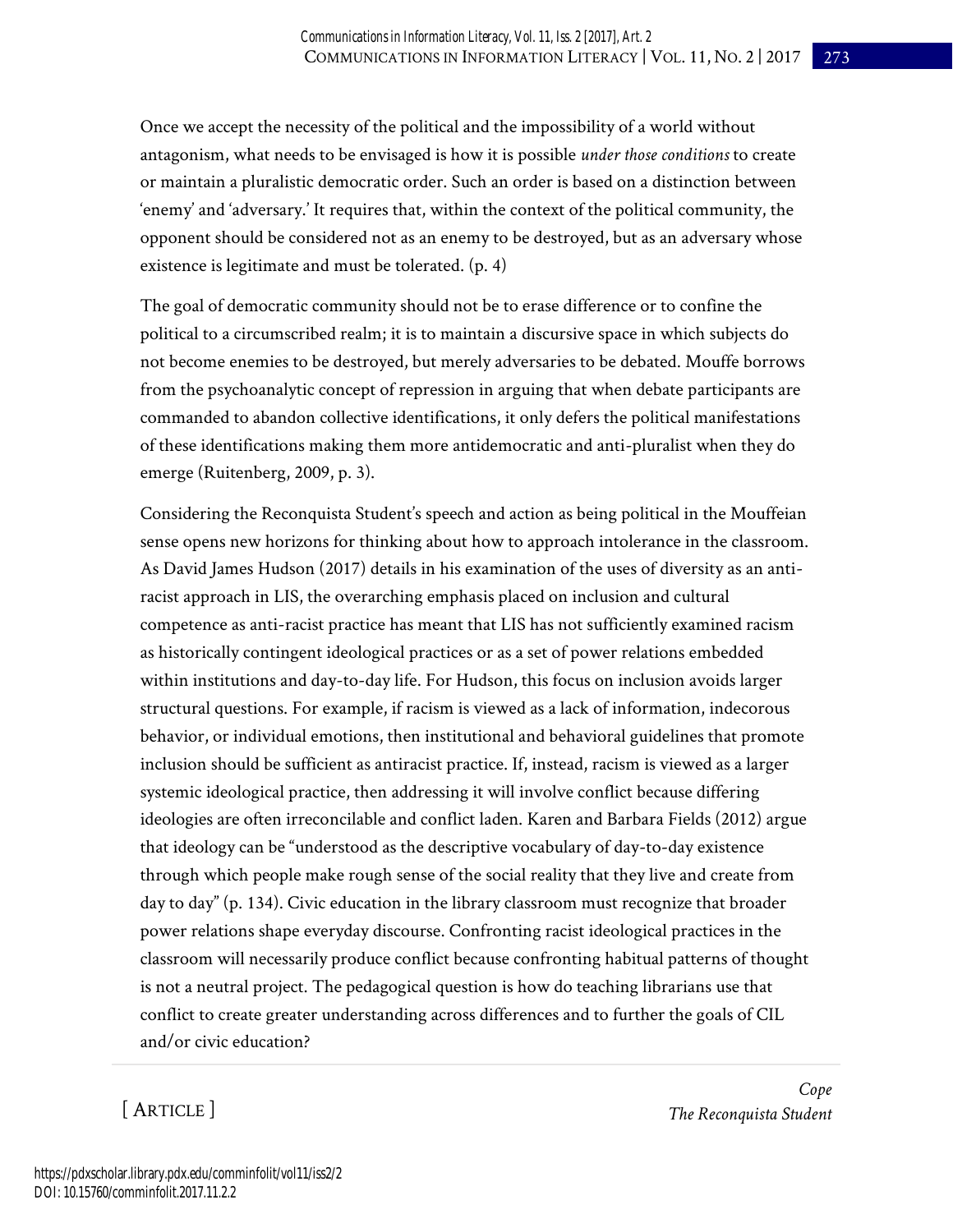Once we accept the necessity of the political and the impossibility of a world without antagonism, what needs to be envisaged is how it is possible *under those conditions* to create or maintain a pluralistic democratic order. Such an order is based on a distinction between 'enemy' and 'adversary.' It requires that, within the context of the political community, the opponent should be considered not as an enemy to be destroyed, but as an adversary whose existence is legitimate and must be tolerated. (p. 4)

The goal of democratic community should not be to erase difference or to confine the political to a circumscribed realm; it is to maintain a discursive space in which subjects do not become enemies to be destroyed, but merely adversaries to be debated. Mouffe borrows from the psychoanalytic concept of repression in arguing that when debate participants are commanded to abandon collective identifications, it only defers the political manifestations of these identifications making them more antidemocratic and anti-pluralist when they do emerge (Ruitenberg, 2009, p. 3).

Considering the Reconquista Student's speech and action as being political in the Mouffeian sense opens new horizons for thinking about how to approach intolerance in the classroom. As David James Hudson (2017) details in his examination of the uses of diversity as an anti-racist approach in LIS, the overarching emphasis placed on inclusion and cultural competence as anti-racist practice has meant that LIS has not sufficiently examined racism as historically contingent ideological practices or as a set of power relations embedded within institutions and day-to-day life. For Hudson, this focus on inclusion avoids larger structural questions. For example, if racism is viewed as a lack of information, indecorous behavior, or individual emotions, then institutional and behavioral guidelines that promote inclusion should be sufficient as antiracist practice. If, instead, racism is viewed as a larger systemic ideological practice, then addressing it will involve conflict because differing ideologies are often irreconcilable and conflict laden. Karen and Barbara Fields (2012) argue that ideology can be "understood as the descriptive vocabulary of day-to-day existence through which people make rough sense of the social reality that they live and create from day to day" (p. 134). Civic education in the library classroom must recognize that broader power relations shape everyday discourse. Confronting racist ideological practices in the classroom will necessarily produce conflict because confronting habitual patterns of thought is not a neutral project. The pedagogical question is how do teaching librarians use that conflict to create greater understanding across differences and to further the goals of CIL and/or civic education?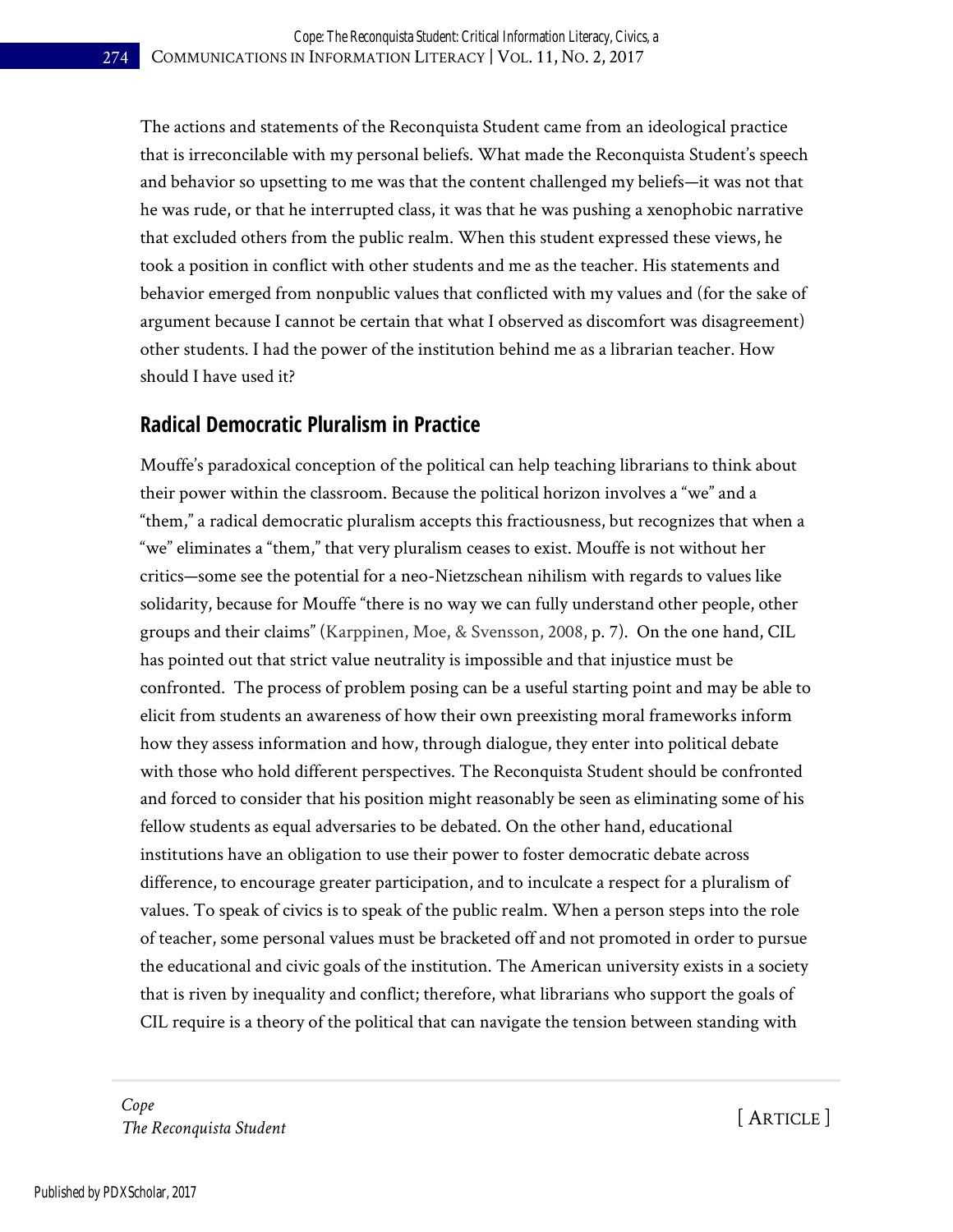The actions and statements of the Reconquista Student came from an ideological practice that is irreconcilable with my personal beliefs. What made the Reconquista Student's speech and behavior so upsetting to me was that the content challenged my beliefs—it was not that he was rude, or that he interrupted class, it was that he was pushing a xenophobic narrative that excluded others from the public realm. When this student expressed these views, he took a position in conflict with other students and me as the teacher. His statements and behavior emerged from nonpublic values that conflicted with my values and (for the sake of argument because I cannot be certain that what I observed as discomfort was disagreement) other students. I had the power of the institution behind me as a librarian teacher. How should I have used it?

## Radical Democratic Pluralism in Practice

Mouffe's paradoxical conception of the political can help teaching librarians to think about their power within the classroom. Because the political horizon involves a "we" and a "them," a radical democratic pluralism accepts this fractiousness, but recognizes that when a "we" eliminates a "them," that very pluralism ceases to exist. Mouffe is not without her critics—some see the potential for a neo-Nietzschean nihilism with regards to values like solidarity, because for Mouffe "there is no way we can fully understand other people, other groups and their claims" (Karppinen, Moe, & Svensson, 2008, p. 7). On the one hand, CIL has pointed out that strict value neutrality is impossible and that injustice must be confronted. The process of problem posing can be a useful starting point and may be able to elicit from students an awareness of how their own preexisting moral frameworks inform how they assess information and how, through dialogue, they enter into political debate with those who hold different perspectives. The Reconquista Student should be confronted and forced to consider that his position might reasonably be seen as eliminating some of his fellow students as equal adversaries to be debated. On the other hand, educational institutions have an obligation to use their power to foster democratic debate across difference, to encourage greater participation, and to inculcate a respect for a pluralism of values. To speak of civics is to speak of the public realm. When a person steps into the role of teacher, some personal values must be bracketed off and not promoted in order to pursue the educational and civic goals of the institution. The American university exists in a society that is riven by inequality and conflict; therefore, what librarians who support the goals of CIL require is a theory of the political that can navigate the tension between standing with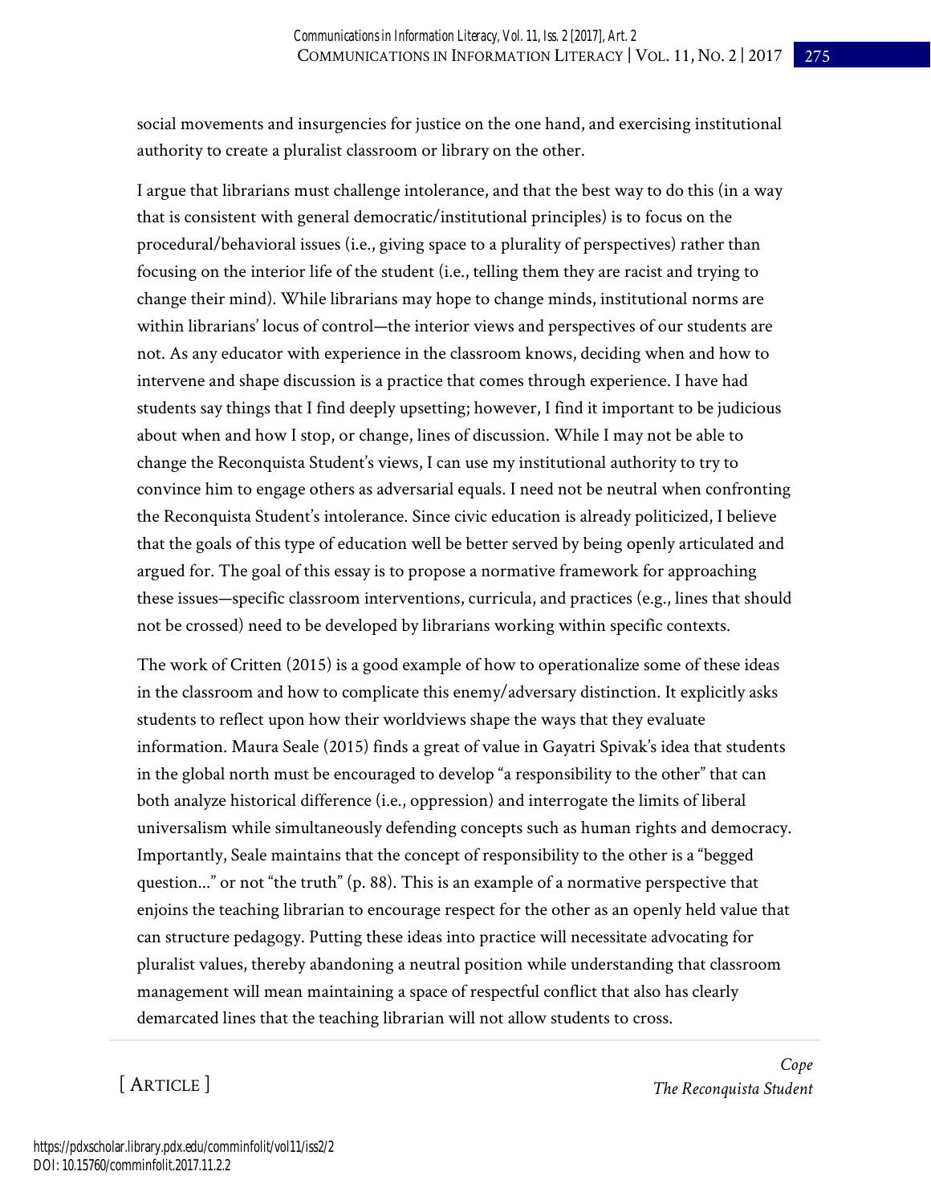social movements and insurgencies for justice on the one hand, and exercising institutional authority to create a pluralist classroom or library on the other.

I argue that librarians must challenge intolerance, and that the best way to do this (in a way that is consistent with general democratic/institutional principles) is to focus on the procedural/behavioral issues (i.e., giving space to a plurality of perspectives) rather than focusing on the interior life of the student (i.e., telling them they are racist and trying to change their mind). While librarians may hope to change minds, institutional norms are within librarians' locus of control—the interior views and perspectives of our students are not. As any educator with experience in the classroom knows, deciding when and how to intervene and shape discussion is a practice that comes through experience. I have had students say things that I find deeply upsetting; however, I find it important to be judicious about when and how I stop, or change, lines of discussion. While I may not be able to change the Reconquista Student's views, I can use my institutional authority to try to convince him to engage others as adversarial equals. I need not be neutral when confronting the Reconquista Student's intolerance. Since civic education is already politicized, I believe that the goals of this type of education well be better served by being openly articulated and argued for. The goal of this essay is to propose a normative framework for approaching these issues—specific classroom interventions, curricula, and practices (e.g., lines that should not be crossed) need to be developed by librarians working within specific contexts.

The work of Critten (2015) is a good example of how to operationalize some of these ideas in the classroom and how to complicate this enemy/adversary distinction. It explicitly asks students to reflect upon how their worldviews shape the ways that they evaluate information. Maura Seale (2015) finds a great of value in Gayatri Spivak's idea that students in the global north must be encouraged to develop "a responsibility to the other" that can both analyze historical difference (i.e., oppression) and interrogate the limits of liberal universalism while simultaneously defending concepts such as human rights and democracy. Importantly, Seale maintains that the concept of responsibility to the other is a "begged question..." or not "the truth" (p. 88). This is an example of a normative perspective that enjoins the teaching librarian to encourage respect for the other as an openly held value that can structure pedagogy. Putting these ideas into practice will necessitate advocating for pluralist values, thereby abandoning a neutral position while understanding that classroom management will mean maintaining a space of respectful conflict that also has clearly demarcated lines that the teaching librarian will not allow students to cross.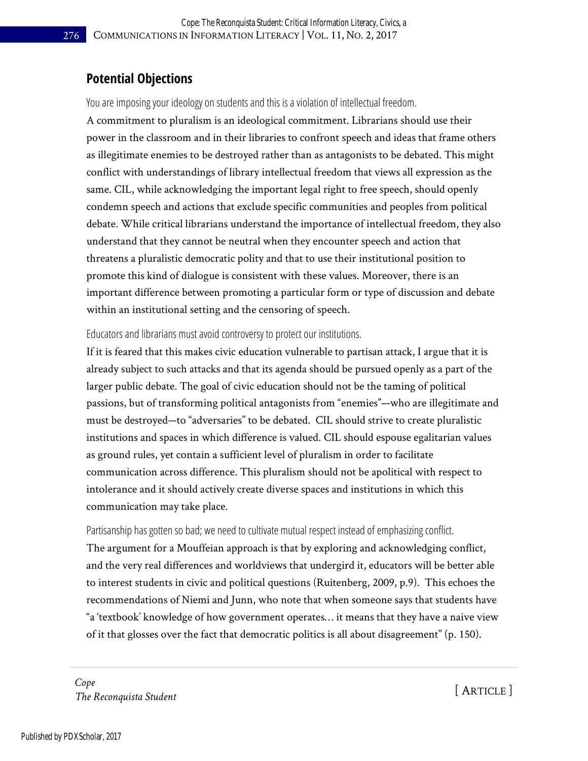## Potential Objections

*You are imposing your ideology on students and this is a violation of intellectual freedom.*

A commitment to pluralism is an ideological commitment. Librarians should use their power in the classroom and in their libraries to confront speech and ideas that frame others as illegitimate enemies to be destroyed rather than as antagonists to be debated. This might conflict with understandings of library intellectual freedom that views all expression as the same. CIL, while acknowledging the important legal right to free speech, should openly condemn speech and actions that exclude specific communities and peoples from political debate. While critical librarians understand the importance of intellectual freedom, they also understand that they cannot be neutral when they encounter speech and action that threatens a pluralistic democratic polity and that to use their institutional position to promote this kind of dialogue is consistent with these values. Moreover, there is an important difference between promoting a particular form or type of discussion and debate within an institutional setting and the censoring of speech.

*Educators and librarians must avoid controversy to protect our institutions.*

If it is feared that this makes civic education vulnerable to partisan attack, I argue that it is already subject to such attacks and that its agenda should be pursued openly as a part of the larger public debate. The goal of civic education should not be the taming of political passions, but of transforming political antagonists from "enemies"—who are illegitimate and must be destroyed—to "adversaries" to be debated. CIL should strive to create pluralistic institutions and spaces in which difference is valued. CIL should espouse egalitarian values as ground rules, yet contain a sufficient level of pluralism in order to facilitate communication across difference. This pluralism should not be apolitical with respect to intolerance and it should actively create diverse spaces and institutions in which this communication may take place.

*Partisanship has gotten so bad; we need to cultivate mutual respect instead of emphasizing conflict.*

The argument for a Mouffeian approach is that by exploring and acknowledging conflict, and the very real differences and worldviews that undergird it, educators will be better able to interest students in civic and political questions (Ruitenberg, 2009, p.9). This echoes the recommendations of Niemi and Junn, who note that when someone says that students have "a 'textbook' knowledge of how government operates… it means that they have a naive view of it that glosses over the fact that democratic politics is all about disagreement" (p. 150).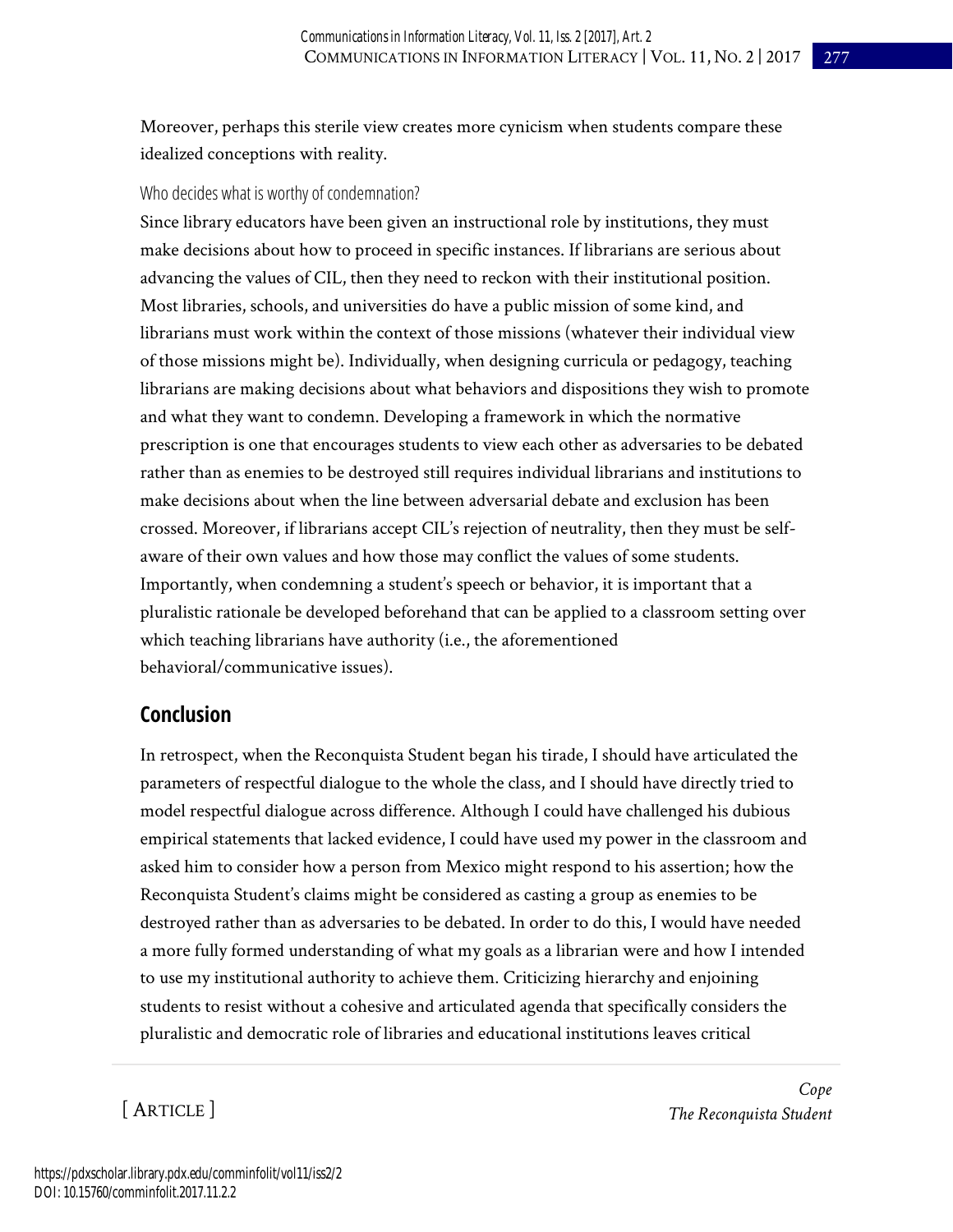Moreover, perhaps this sterile view creates more cynicism when students compare these idealized conceptions with reality.

### Who decides what is worthy of condemnation?

Since library educators have been given an instructional role by institutions, they must make decisions about how to proceed in specific instances. If librarians are serious about advancing the values of CIL, then they need to reckon with their institutional position. Most libraries, schools, and universities do have a public mission of some kind, and librarians must work within the context of those missions (whatever their individual view of those missions might be). Individually, when designing curricula or pedagogy, teaching librarians are making decisions about what behaviors and dispositions they wish to promote and what they want to condemn. Developing a framework in which the normative prescription is one that encourages students to view each other as adversaries to be debated rather than as enemies to be destroyed still requires individual librarians and institutions to make decisions about when the line between adversarial debate and exclusion has been crossed. Moreover, if librarians accept CIL's rejection of neutrality, then they must be self-aware of their own values and how those may conflict the values of some students. Importantly, when condemning a student's speech or behavior, it is important that a pluralistic rationale be developed beforehand that can be applied to a classroom setting over which teaching librarians have authority (i.e., the aforementioned behavioral/communicative issues).

## Conclusion

In retrospect, when the Reconquista Student began his tirade, I should have articulated the parameters of respectful dialogue to the whole the class, and I should have directly tried to model respectful dialogue across difference. Although I could have challenged his dubious empirical statements that lacked evidence, I could have used my power in the classroom and asked him to consider how a person from Mexico might respond to his assertion; how the Reconquista Student's claims might be considered as casting a group as enemies to be destroyed rather than as adversaries to be debated. In order to do this, I would have needed a more fully formed understanding of what my goals as a librarian were and how I intended to use my institutional authority to achieve them. Criticizing hierarchy and enjoining students to resist without a cohesive and articulated agenda that specifically considers the pluralistic and democratic role of libraries and educational institutions leaves critical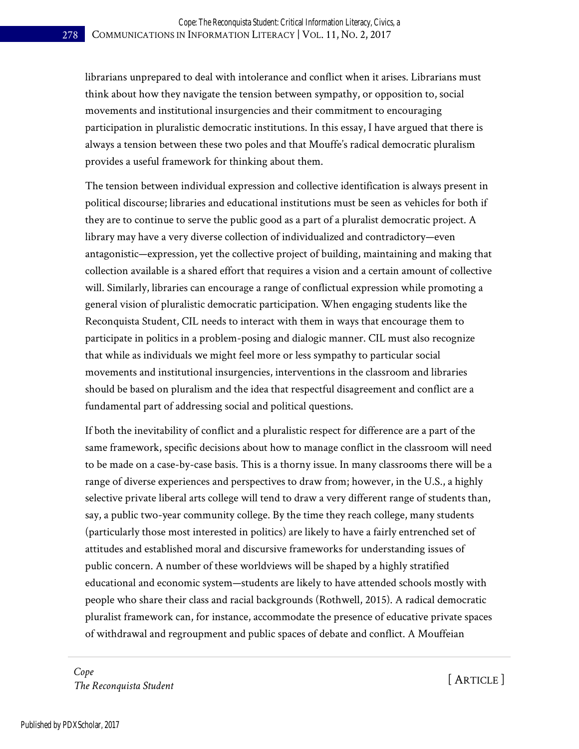librarians unprepared to deal with intolerance and conflict when it arises. Librarians must think about how they navigate the tension between sympathy, or opposition to, social movements and institutional insurgencies and their commitment to encouraging participation in pluralistic democratic institutions. In this essay, I have argued that there is always a tension between these two poles and that Mouffe's radical democratic pluralism provides a useful framework for thinking about them.

The tension between individual expression and collective identification is always present in political discourse; libraries and educational institutions must be seen as vehicles for both if they are to continue to serve the public good as a part of a pluralist democratic project. A library may have a very diverse collection of individualized and contradictory—even antagonistic—expression, yet the collective project of building, maintaining and making that collection available is a shared effort that requires a vision and a certain amount of collective will. Similarly, libraries can encourage a range of conflictual expression while promoting a general vision of pluralistic democratic participation. When engaging students like the Reconquista Student, CIL needs to interact with them in ways that encourage them to participate in politics in a problem-posing and dialogic manner. CIL must also recognize that while as individuals we might feel more or less sympathy to particular social movements and institutional insurgencies, interventions in the classroom and libraries should be based on pluralism and the idea that respectful disagreement and conflict are a fundamental part of addressing social and political questions.

If both the inevitability of conflict and a pluralistic respect for difference are a part of the same framework, specific decisions about how to manage conflict in the classroom will need to be made on a case-by-case basis. This is a thorny issue. In many classrooms there will be a range of diverse experiences and perspectives to draw from; however, in the U.S., a highly selective private liberal arts college will tend to draw a very different range of students than, say, a public two-year community college. By the time they reach college, many students (particularly those most interested in politics) are likely to have a fairly entrenched set of attitudes and established moral and discursive frameworks for understanding issues of public concern. A number of these worldviews will be shaped by a highly stratified educational and economic system—students are likely to have attended schools mostly with people who share their class and racial backgrounds (Rothwell, 2015). A radical democratic pluralist framework can, for instance, accommodate the presence of educative private spaces of withdrawal and regroupment and public spaces of debate and conflict. A Mouffeian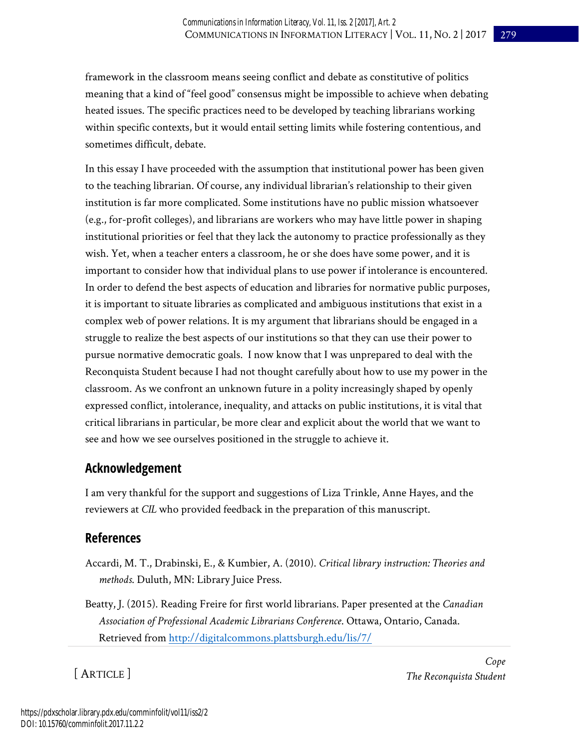framework in the classroom means seeing conflict and debate as constitutive of politics meaning that a kind of "feel good" consensus might be impossible to achieve when debating heated issues. The specific practices need to be developed by teaching librarians working within specific contexts, but it would entail setting limits while fostering contentious, and sometimes difficult, debate.

In this essay I have proceeded with the assumption that institutional power has been given to the teaching librarian. Of course, any individual librarian's relationship to their given institution is far more complicated. Some institutions have no public mission whatsoever (e.g., for-profit colleges), and librarians are workers who may have little power in shaping institutional priorities or feel that they lack the autonomy to practice professionally as they wish. Yet, when a teacher enters a classroom, he or she does have some power, and it is important to consider how that individual plans to use power if intolerance is encountered. In order to defend the best aspects of education and libraries for normative public purposes, it is important to situate libraries as complicated and ambiguous institutions that exist in a complex web of power relations. It is my argument that librarians should be engaged in a struggle to realize the best aspects of our institutions so that they can use their power to pursue normative democratic goals. I now know that I was unprepared to deal with the Reconquista Student because I had not thought carefully about how to use my power in the classroom. As we confront an unknown future in a polity increasingly shaped by openly expressed conflict, intolerance, inequality, and attacks on public institutions, it is vital that critical librarians in particular, be more clear and explicit about the world that we want to see and how we see ourselves positioned in the struggle to achieve it.

## Acknowledgement

I am very thankful for the support and suggestions of Liza Trinkle, Anne Hayes, and the reviewers at *CIL* who provided feedback in the preparation of this manuscript.

## References

Accardi, M. T., Drabinski, E., & Kumbier, A. (2010). *Critical library instruction: Theories and methods.* Duluth, MN: Library Juice Press.

Beatty, J. (2015). Reading Freire for first world librarians. Paper presented at the *Canadian Association of Professional Academic Librarians Conference.* Ottawa, Ontario, Canada. Retrieved from http://digitalcommons.plattsburgh.edu/lis/7/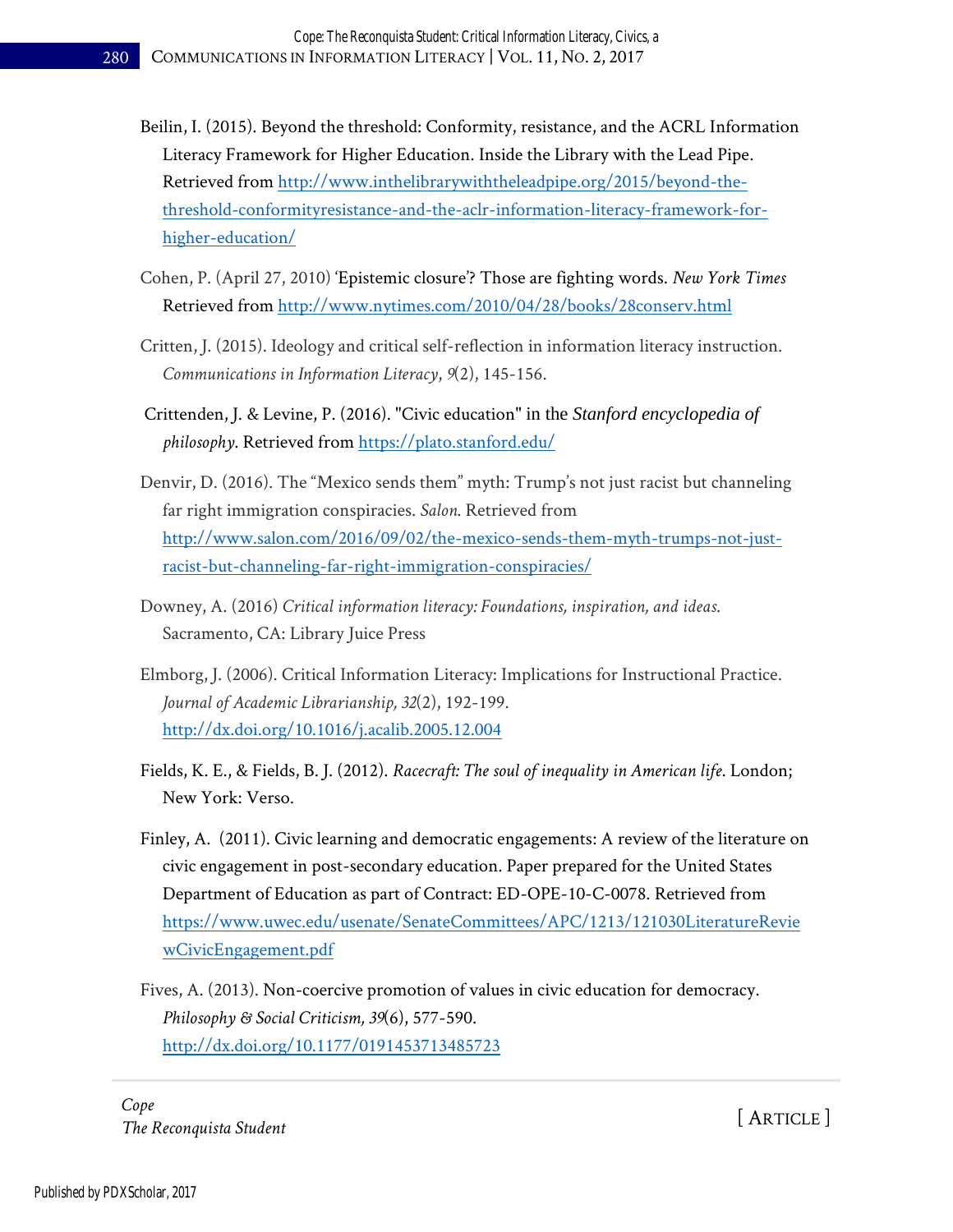Beilin, I. (2015). Beyond the threshold: Conformity, resistance, and the ACRL Information Literacy Framework for Higher Education. Inside the Library with the Lead Pipe. Retrieved from http://www.inthelibrarywiththeleadpipe.org/2015/beyond-the-threshold-conformityresistance-and-the-aclr-information-literacy-framework-for-higher-education/

Cohen, P. (April 27, 2010) 'Epistemic closure'? Those are fighting words. *New York Times* Retrieved from http://www.nytimes.com/2010/04/28/books/28conserv.html

Critten, J. (2015). Ideology and critical self-reflection in information literacy instruction. *Communications in Information Literacy*, *9*(2), 145-156.

Crittenden, J. & Levine, P. (2016). "Civic education" in the *Stanford encyclopedia of philosophy*. Retrieved from https://plato.stanford.edu/

Denvir, D. (2016). The "Mexico sends them" myth: Trump's not just racist but channeling far right immigration conspiracies. *Salon*. Retrieved from http://www.salon.com/2016/09/02/the-mexico-sends-them-myth-trumps-not-just-racist-but-channeling-far-right-immigration-conspiracies/

Downey, A. (2016) *Critical information literacy: Foundations, inspiration, and ideas*. Sacramento, CA: Library Juice Press

Elmborg, J. (2006). Critical Information Literacy: Implications for Instructional Practice. *Journal of Academic Librarianship, 32*(2), 192-199. http://dx.doi.org/10.1016/j.acalib.2005.12.004

Fields, K. E., & Fields, B. J. (2012). *Racecraft: The soul of inequality in American life*. London; New York: Verso.

Finley, A. (2011). Civic learning and democratic engagements: A review of the literature on civic engagement in post-secondary education. Paper prepared for the United States Department of Education as part of Contract: ED-OPE-10-C-0078. Retrieved from https://www.uwec.edu/usenate/SenateCommittees/APC/1213/121030LiteratureReviewCivicEngagement.pdf

Fives, A. (2013). Non-coercive promotion of values in civic education for democracy. *Philosophy & Social Criticism, 39*(6), 577-590. http://dx.doi.org/10.1177/0191453713485723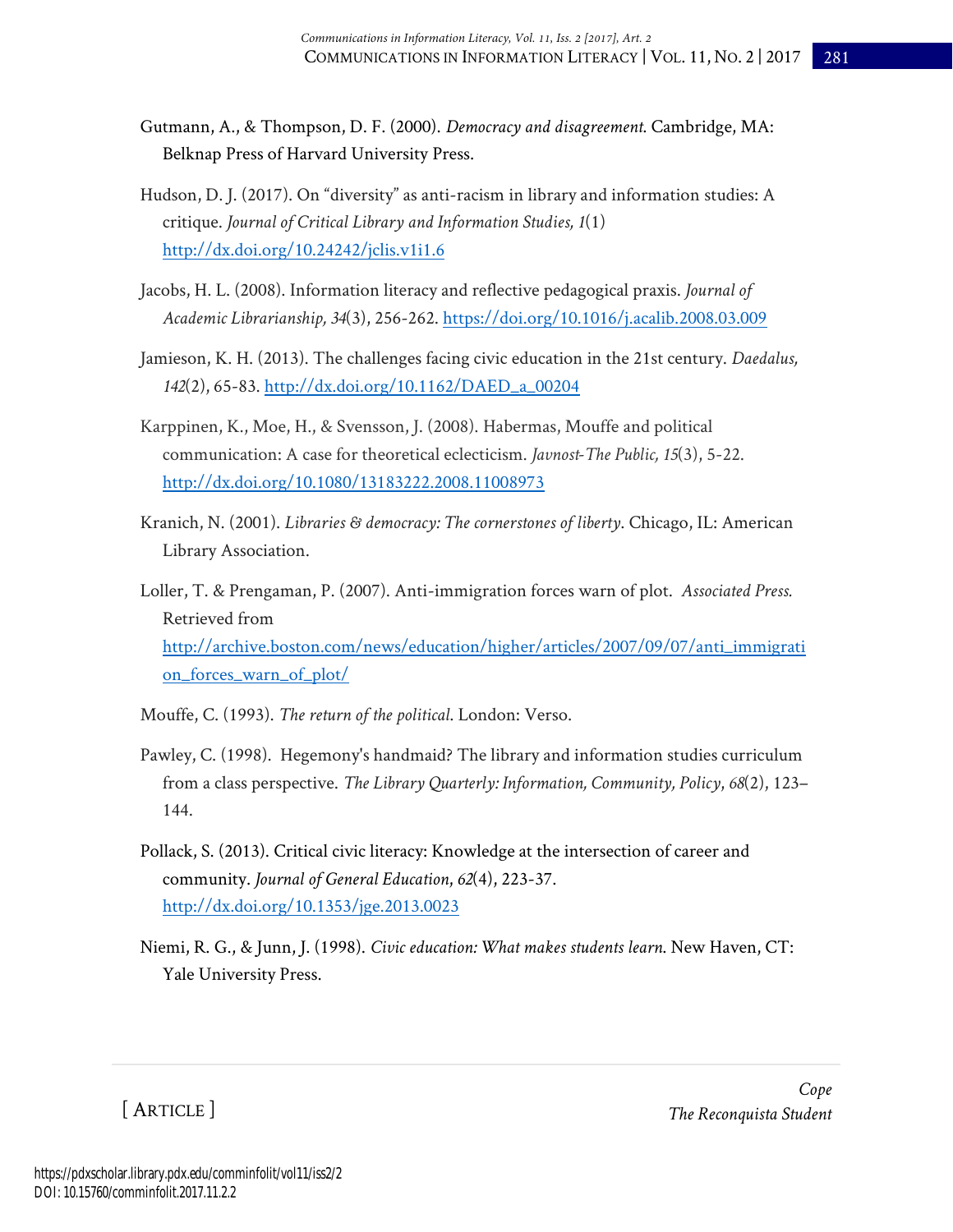Gutmann, A., & Thompson, D. F. (2000). *Democracy and disagreement*. Cambridge, MA: Belknap Press of Harvard University Press.

Hudson, D. J. (2017). On "diversity" as anti-racism in library and information studies: A critique. *Journal of Critical Library and Information Studies, 1*(1) http://dx.doi.org/10.24242/jclis.v1i1.6

Jacobs, H. L. (2008). Information literacy and reflective pedagogical praxis. *Journal of Academic Librarianship, 34*(3), 256-262. https://doi.org/10.1016/j.acalib.2008.03.009

Jamieson, K. H. (2013). The challenges facing civic education in the 21st century. *Daedalus, 142*(2), 65-83. http://dx.doi.org/10.1162/DAED_a_00204

Karppinen, K., Moe, H., & Svensson, J. (2008). Habermas, Mouffe and political communication: A case for theoretical eclecticism. *Javnost-The Public, 15*(3), 5-22. http://dx.doi.org/10.1080/13183222.2008.11008973

Kranich, N. (2001). *Libraries & democracy: The cornerstones of liberty*. Chicago, IL: American Library Association.

Loller, T. & Prengaman, P. (2007). Anti-immigration forces warn of plot. *Associated Press.* Retrieved from http://archive.boston.com/news/education/higher/articles/2007/09/07/anti_immigration_forces_warn_of_plot/

Mouffe, C. (1993). *The return of the political*. London: Verso.

Pawley, C. (1998). Hegemony's handmaid? The library and information studies curriculum from a class perspective. *The Library Quarterly: Information, Community, Policy*, *68*(2), 123–144.

Pollack, S. (2013). Critical civic literacy: Knowledge at the intersection of career and community. *Journal of General Education*, *62*(4), 223-37. http://dx.doi.org/10.1353/jge.2013.0023

Niemi, R. G., & Junn, J. (1998). *Civic education: What makes students learn*. New Haven, CT: Yale University Press.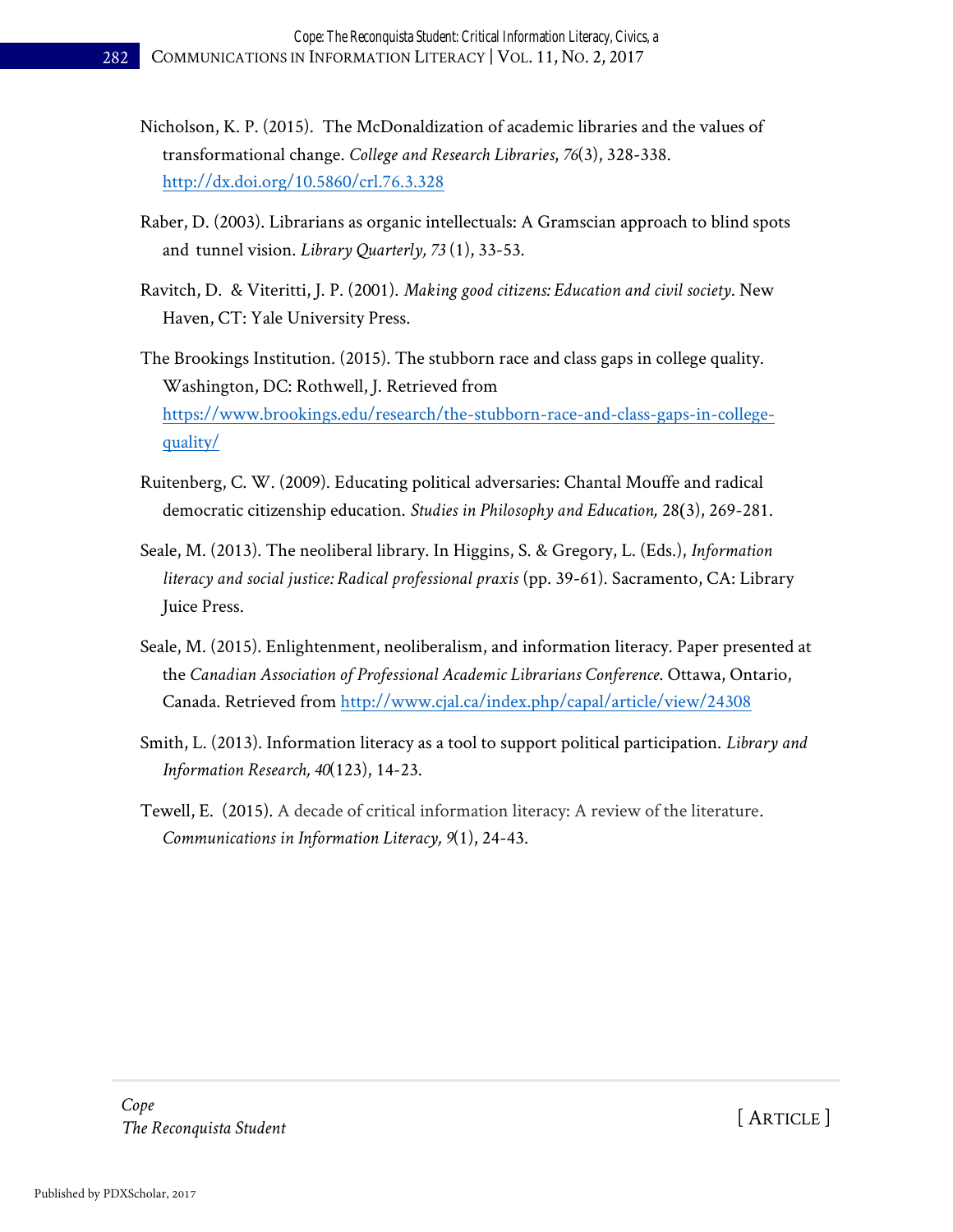Nicholson, K. P. (2015). The McDonaldization of academic libraries and the values of transformational change. *College and Research Libraries, 76*(3), 328-338. http://dx.doi.org/10.5860/crl.76.3.328

Raber, D. (2003). Librarians as organic intellectuals: A Gramscian approach to blind spots and tunnel vision. *Library Quarterly, 73* (1), 33-53.

Ravitch, D. & Viteritti, J. P. (2001). *Making good citizens: Education and civil society*. New Haven, CT: Yale University Press.

The Brookings Institution. (2015). The stubborn race and class gaps in college quality. Washington, DC: Rothwell, J. Retrieved from https://www.brookings.edu/research/the-stubborn-race-and-class-gaps-in-college-quality/

Ruitenberg, C. W. (2009). Educating political adversaries: Chantal Mouffe and radical democratic citizenship education. *Studies in Philosophy and Education,* 28(3), 269-281.

Seale, M. (2013). The neoliberal library. In Higgins, S. & Gregory, L. (Eds.), *Information literacy and social justice: Radical professional praxis* (pp. 39-61). Sacramento, CA: Library Juice Press.

Seale, M. (2015). Enlightenment, neoliberalism, and information literacy. Paper presented at the *Canadian Association of Professional Academic Librarians Conference*. Ottawa, Ontario, Canada. Retrieved from http://www.cjal.ca/index.php/capal/article/view/24308

Smith, L. (2013). Information literacy as a tool to support political participation. *Library and Information Research, 40*(123), 14-23.

Tewell, E. (2015). A decade of critical information literacy: A review of the literature. *Communications in Information Literacy, 9*(1), 24-43.